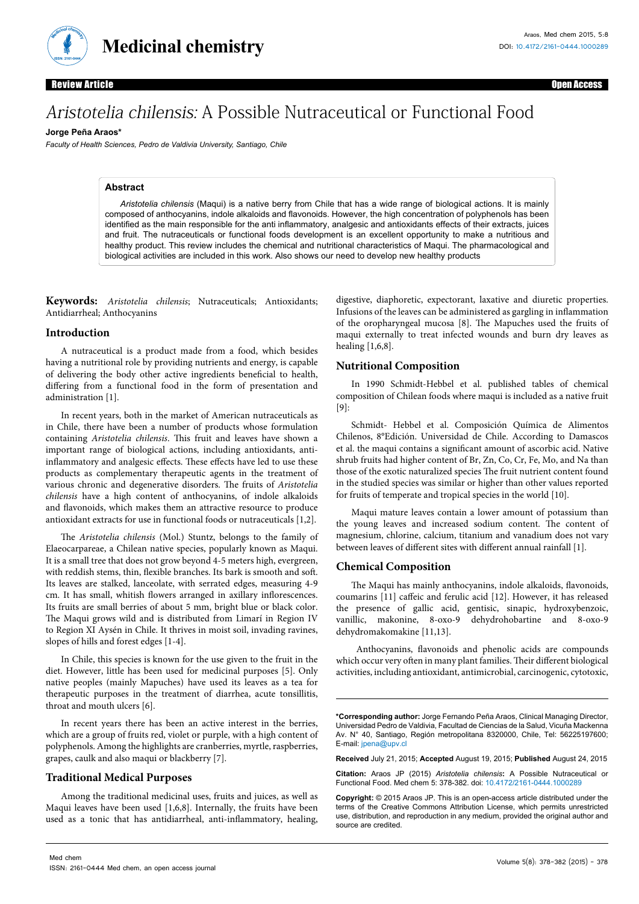Review Article — Open Access

# *Aristotelia chilensis:* A Possible Nutraceutical or Functional Food

**Jorge Peña Araos***

*Faculty of Health Sciences, Pedro de Valdivia University, Santiago, Chile*

## Abstract

*Aristotelia chilensis* (Maqui) is a native berry from Chile that has a wide range of biological actions. It is mainly composed of anthocyanins, indole alkaloids and flavonoids. However, the high concentration of polyphenols has been identified as the main responsible for the anti inflammatory, analgesic and antioxidants effects of their extracts, juices and fruit. The nutraceuticals or functional foods development is an excellent opportunity to make a nutritious and healthy product. This review includes the chemical and nutritional characteristics of Maqui. The pharmacological and biological activities are included in this work. Also shows our need to develop new healthy products

**Keywords:** *Aristotelia chilensis*; Nutraceuticals; Antioxidants; Antidiarrheal; Anthocyanins

## Introduction

A nutraceutical is a product made from a food, which besides having a nutritional role by providing nutrients and energy, is capable of delivering the body other active ingredients beneficial to health, differing from a functional food in the form of presentation and administration [1].

In recent years, both in the market of American nutraceuticals as in Chile, there have been a number of products whose formulation containing *Aristotelia chilensis*. This fruit and leaves have shown a important range of biological actions, including antioxidants, anti-inflammatory and analgesic effects. These effects have led to use these products as complementary therapeutic agents in the treatment of various chronic and degenerative disorders. The fruits of *Aristotelia chilensis* have a high content of anthocyanins, of indole alkaloids and flavonoids, which makes them an attractive resource to produce antioxidant extracts for use in functional foods or nutraceuticals [1,2].

The *Aristotelia chilensis* (Mol.) Stuntz, belongs to the family of Elaeocarpareae, a Chilean native species, popularly known as Maqui. It is a small tree that does not grow beyond 4-5 meters high, evergreen, with reddish stems, thin, flexible branches. Its bark is smooth and soft. Its leaves are stalked, lanceolate, with serrated edges, measuring 4-9 cm. It has small, whitish flowers arranged in axillary inflorescences. Its fruits are small berries of about 5 mm, bright blue or black color. The Maqui grows wild and is distributed from Limarí in Region IV to Region XI Aysén in Chile. It thrives in moist soil, invading ravines, slopes of hills and forest edges [1-4].

In Chile, this species is known for the use given to the fruit in the diet. However, little has been used for medicinal purposes [5]. Only native peoples (mainly Mapuches) have used its leaves as a tea for therapeutic purposes in the treatment of diarrhea, acute tonsillitis, throat and mouth ulcers [6].

In recent years there has been an active interest in the berries, which are a group of fruits red, violet or purple, with a high content of polyphenols. Among the highlights are cranberries, myrtle, raspberries, grapes, caulk and also maqui or blackberry [7].

## Traditional Medical Purposes

Among the traditional medicinal uses, fruits and juices, as well as Maqui leaves have been used [1,6,8]. Internally, the fruits have been used as a tonic that has antidiarrheal, anti-inflammatory, healing, digestive, diaphoretic, expectorant, laxative and diuretic properties. Infusions of the leaves can be administered as gargling in inflammation of the oropharyngeal mucosa [8]. The Mapuches used the fruits of maqui externally to treat infected wounds and burn dry leaves as healing [1,6,8].

## Nutritional Composition

In 1990 Schmidt-Hebbel et al. published tables of chemical composition of Chilean foods where maqui is included as a native fruit [9]:

Schmidt- Hebbel et al. Composición Química de Alimentos Chilenos, 8°Edición. Universidad de Chile. According to Damascos et al. the maqui contains a significant amount of ascorbic acid. Native shrub fruits had higher content of Br, Zn, Co, Cr, Fe, Mo, and Na than those of the exotic naturalized species The fruit nutrient content found in the studied species was similar or higher than other values reported for fruits of temperate and tropical species in the world [10].

Maqui mature leaves contain a lower amount of potassium than the young leaves and increased sodium content. The content of magnesium, chlorine, calcium, titanium and vanadium does not vary between leaves of different sites with different annual rainfall [1].

## Chemical Composition

The Maqui has mainly anthocyanins, indole alkaloids, flavonoids, coumarins [11] caffeic and ferulic acid [12]. However, it has released the presence of gallic acid, gentisic, sinapic, hydroxybenzoic, vanillic, makonine, 8-oxo-9 dehydrohobartine and 8-oxo-9 dehydromakomakine [11,13].

Anthocyanins, flavonoids and phenolic acids are compounds which occur very often in many plant families. Their different biological activities, including antioxidant, antimicrobial, carcinogenic, cytotoxic,

---

***Corresponding author:** Jorge Fernando Peña Araos, Clinical Managing Director, Universidad Pedro de Valdivia, Facultad de Ciencias de la Salud, Vicuña Mackenna Av. N° 40, Santiago, Región metropolitana 8320000, Chile, Tel: 56225197600; E-mail: jpena@upv.cl

**Received** July 21, 2015; **Accepted** August 19, 2015; **Published** August 24, 2015

**Citation:** Araos JP (2015) *Aristotelia chilensis***:** A Possible Nutraceutical or Functional Food. Med chem 5: 378-382. doi: 10.4172/2161-0444.1000289

**Copyright:** © 2015 Araos JP. This is an open-access article distributed under the terms of the Creative Commons Attribution License, which permits unrestricted use, distribution, and reproduction in any medium, provided the original author and source are credited.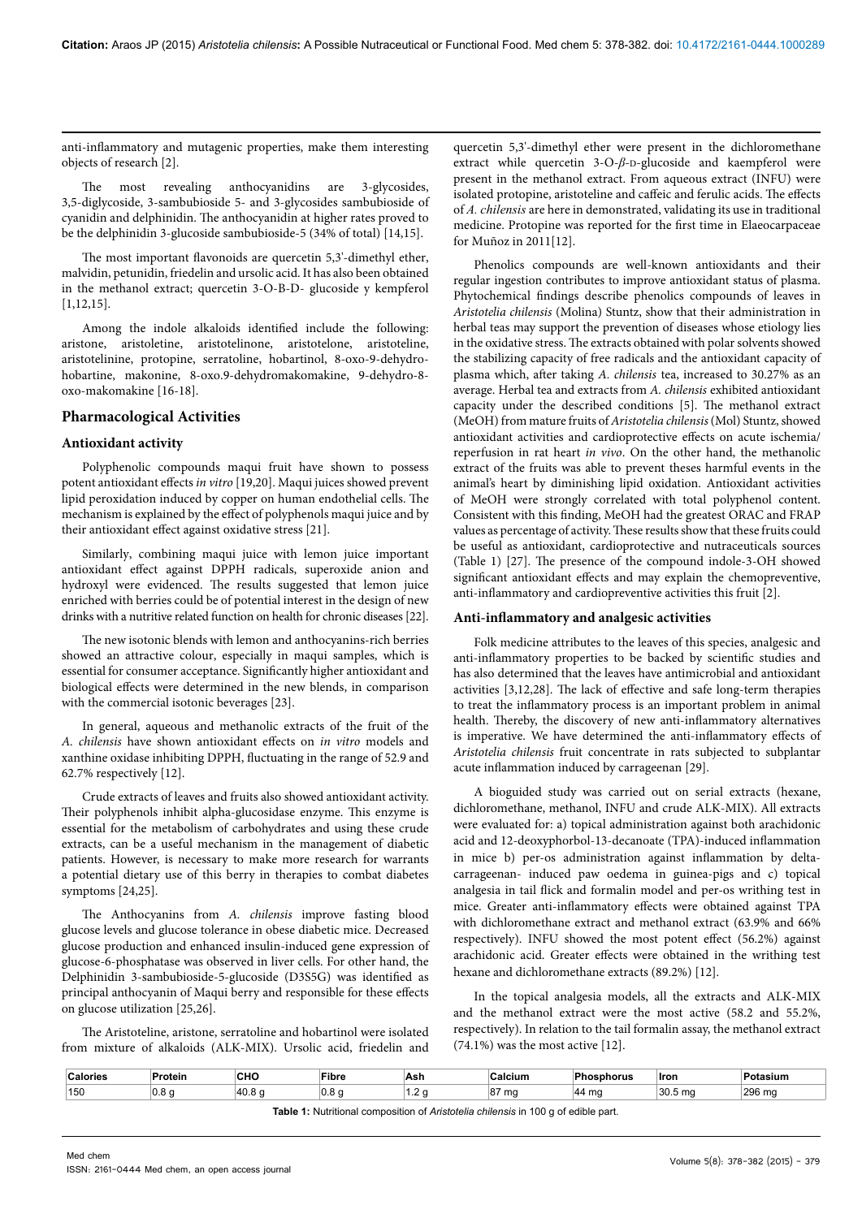anti-inflammatory and mutagenic properties, make them interesting objects of research [2].

The most revealing anthocyanidins are 3-glycosides, 3,5-diglycoside, 3-sambubioside 5- and 3-glycosides sambubioside of cyanidin and delphinidin. The anthocyanidin at higher rates proved to be the delphinidin 3-glucoside sambubioside-5 (34% of total) [14,15].

The most important flavonoids are quercetin 5,3'-dimethyl ether, malvidin, petunidin, friedelin and ursolic acid. It has also been obtained in the methanol extract; quercetin 3-O-B-D- glucoside y kempferol [1,12,15].

Among the indole alkaloids identified include the following: aristone, aristoletine, aristotelinone, aristotelone, aristoteline, aristotelinine, protopine, serratoline, hobartinol, 8-oxo-9-dehydro-hobartine, makonine, 8-oxo.9-dehydromakomakine, 9-dehydro-8-oxo-makomakine [16-18].

## Pharmacological Activities

### Antioxidant activity

Polyphenolic compounds maqui fruit have shown to possess potent antioxidant effects *in vitro* [19,20]. Maqui juices showed prevent lipid peroxidation induced by copper on human endothelial cells. The mechanism is explained by the effect of polyphenols maqui juice and by their antioxidant effect against oxidative stress [21].

Similarly, combining maqui juice with lemon juice important antioxidant effect against DPPH radicals, superoxide anion and hydroxyl were evidenced. The results suggested that lemon juice enriched with berries could be of potential interest in the design of new drinks with a nutritive related function on health for chronic diseases [22].

The new isotonic blends with lemon and anthocyanins-rich berries showed an attractive colour, especially in maqui samples, which is essential for consumer acceptance. Significantly higher antioxidant and biological effects were determined in the new blends, in comparison with the commercial isotonic beverages [23].

In general, aqueous and methanolic extracts of the fruit of the *A. chilensis* have shown antioxidant effects on *in vitro* models and xanthine oxidase inhibiting DPPH, fluctuating in the range of 52.9 and 62.7% respectively [12].

Crude extracts of leaves and fruits also showed antioxidant activity. Their polyphenols inhibit alpha-glucosidase enzyme. This enzyme is essential for the metabolism of carbohydrates and using these crude extracts, can be a useful mechanism in the management of diabetic patients. However, is necessary to make more research for warrants a potential dietary use of this berry in therapies to combat diabetes symptoms [24,25].

The Anthocyanins from *A. chilensis* improve fasting blood glucose levels and glucose tolerance in obese diabetic mice. Decreased glucose production and enhanced insulin-induced gene expression of glucose-6-phosphatase was observed in liver cells. For other hand, the Delphinidin 3-sambubioside-5-glucoside (D3S5G) was identified as principal anthocyanin of Maqui berry and responsible for these effects on glucose utilization [25,26].

The Aristoteline, aristone, serratoline and hobartinol were isolated from mixture of alkaloids (ALK-MIX). Ursolic acid, friedelin and quercetin 5,3'-dimethyl ether were present in the dichloromethane extract while quercetin 3-O-*β*-D-glucoside and kaempferol were present in the methanol extract. From aqueous extract (INFU) were isolated protopine, aristoteline and caffeic and ferulic acids. The effects of *A. chilensis* are here in demonstrated, validating its use in traditional medicine. Protopine was reported for the first time in Elaeocarpaceae for Muñoz in 2011[12].

Phenolics compounds are well-known antioxidants and their regular ingestion contributes to improve antioxidant status of plasma. Phytochemical findings describe phenolics compounds of leaves in *Aristotelia chilensis* (Molina) Stuntz, show that their administration in herbal teas may support the prevention of diseases whose etiology lies in the oxidative stress. The extracts obtained with polar solvents showed the stabilizing capacity of free radicals and the antioxidant capacity of plasma which, after taking *A. chilensis* tea, increased to 30.27% as an average. Herbal tea and extracts from *A. chilensis* exhibited antioxidant capacity under the described conditions [5]. The methanol extract (MeOH) from mature fruits of *Aristotelia chilensis* (Mol) Stuntz, showed antioxidant activities and cardioprotective effects on acute ischemia/reperfusion in rat heart *in vivo*. On the other hand, the methanolic extract of the fruits was able to prevent theses harmful events in the animal's heart by diminishing lipid oxidation. Antioxidant activities of MeOH were strongly correlated with total polyphenol content. Consistent with this finding, MeOH had the greatest ORAC and FRAP values as percentage of activity. These results show that these fruits could be useful as antioxidant, cardioprotective and nutraceuticals sources (Table 1) [27]. The presence of the compound indole-3-OH showed significant antioxidant effects and may explain the chemopreventive, anti-inflammatory and cardiopreventive activities this fruit [2].

### Anti-inflammatory and analgesic activities

Folk medicine attributes to the leaves of this species, analgesic and anti-inflammatory properties to be backed by scientific studies and has also determined that the leaves have antimicrobial and antioxidant activities [3,12,28]. The lack of effective and safe long-term therapies to treat the inflammatory process is an important problem in animal health. Thereby, the discovery of new anti-inflammatory alternatives is imperative. We have determined the anti-inflammatory effects of *Aristotelia chilensis* fruit concentrate in rats subjected to subplantar acute inflammation induced by carrageenan [29].

A bioguided study was carried out on serial extracts (hexane, dichloromethane, methanol, INFU and crude ALK-MIX). All extracts were evaluated for: a) topical administration against both arachidonic acid and 12-deoxyphorbol-13-decanoate (TPA)-induced inflammation in mice b) per-os administration against inflammation by delta-carrageenan- induced paw oedema in guinea-pigs and c) topical analgesia in tail flick and formalin model and per-os writhing test in mice. Greater anti-inflammatory effects were obtained against TPA with dichloromethane extract and methanol extract (63.9% and 66% respectively). INFU showed the most potent effect (56.2%) against arachidonic acid. Greater effects were obtained in the writhing test hexane and dichloromethane extracts (89.2%) [12].

In the topical analgesia models, all the extracts and ALK-MIX and the methanol extract were the most active (58.2 and 55.2%, respectively). In relation to the tail formalin assay, the methanol extract (74.1%) was the most active [12].

| Calories | Protein | CHO | Fibre | Ash | Calcium | Phosphorus | Iron | Potasium |
|---|---|---|---|---|---|---|---|---|
| 150 | 0.8 g | 40.8 g | 0.8 g | 1.2 g | 87 mg | 44 mg | 30.5 mg | 296 mg |

**Table 1:** Nutritional composition of *Aristotelia chilensis* in 100 g of edible part.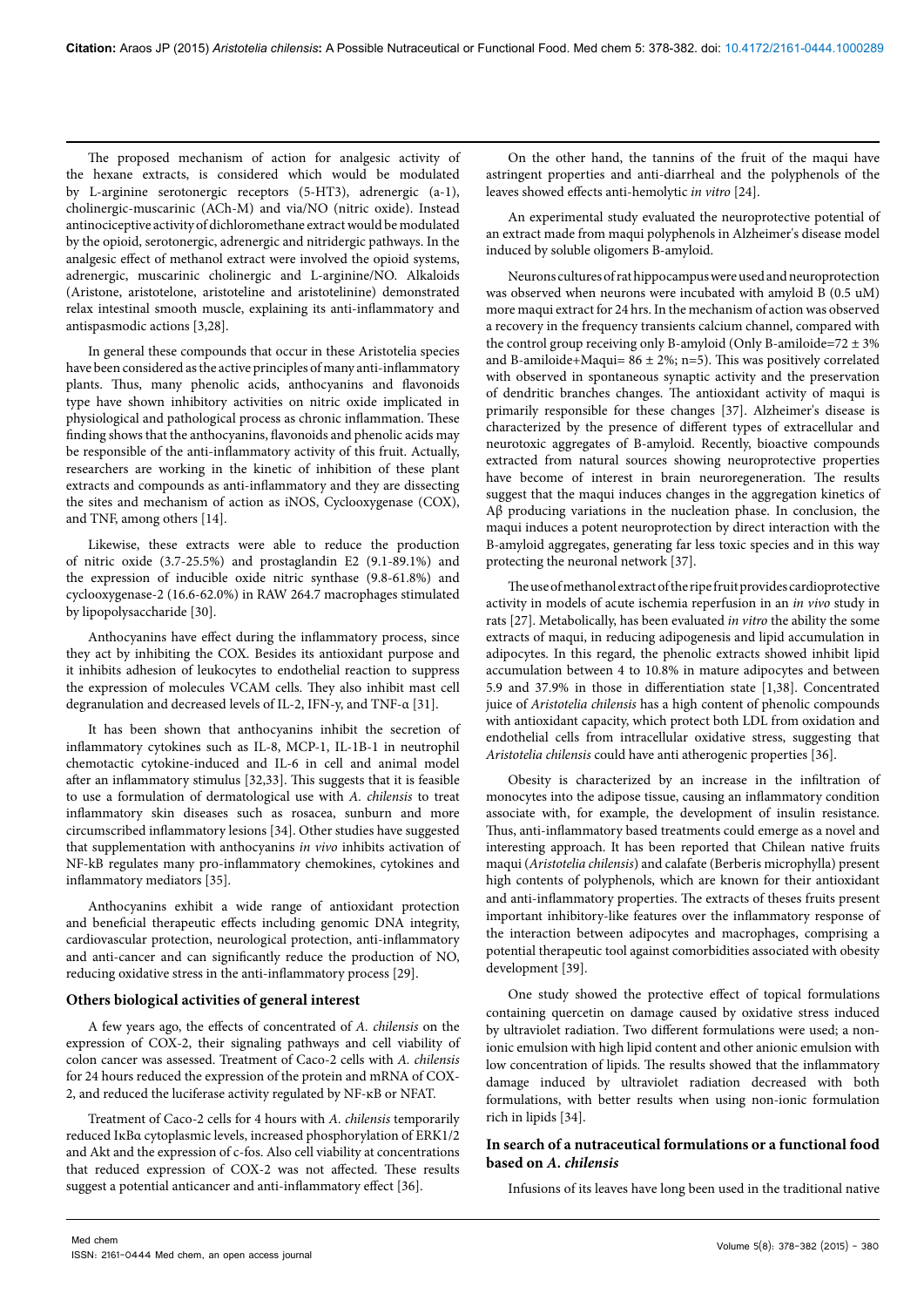The proposed mechanism of action for analgesic activity of the hexane extracts, is considered which would be modulated by L-arginine serotonergic receptors (5-HT3), adrenergic (a-1), cholinergic-muscarinic (ACh-M) and via/NO (nitric oxide). Instead antinociceptive activity of dichloromethane extract would be modulated by the opioid, serotonergic, adrenergic and nitridergic pathways. In the analgesic effect of methanol extract were involved the opioid systems, adrenergic, muscarinic cholinergic and L-arginine/NO. Alkaloids (Aristone, aristotelone, aristoteline and aristotelinine) demonstrated relax intestinal smooth muscle, explaining its anti-inflammatory and antispasmodic actions [3,28].

In general these compounds that occur in these Aristotelia species have been considered as the active principles of many anti-inflammatory plants. Thus, many phenolic acids, anthocyanins and flavonoids type have shown inhibitory activities on nitric oxide implicated in physiological and pathological process as chronic inflammation. These finding shows that the anthocyanins, flavonoids and phenolic acids may be responsible of the anti-inflammatory activity of this fruit. Actually, researchers are working in the kinetic of inhibition of these plant extracts and compounds as anti-inflammatory and they are dissecting the sites and mechanism of action as iNOS, Cyclooxygenase (COX), and TNF, among others [14].

Likewise, these extracts were able to reduce the production of nitric oxide (3.7-25.5%) and prostaglandin E2 (9.1-89.1%) and the expression of inducible oxide nitric synthase (9.8-61.8%) and cyclooxygenase-2 (16.6-62.0%) in RAW 264.7 macrophages stimulated by lipopolysaccharide [30].

Anthocyanins have effect during the inflammatory process, since they act by inhibiting the COX. Besides its antioxidant purpose and it inhibits adhesion of leukocytes to endothelial reaction to suppress the expression of molecules VCAM cells. They also inhibit mast cell degranulation and decreased levels of IL-2, IFN-γ, and TNF-α [31].

It has been shown that anthocyanins inhibit the secretion of inflammatory cytokines such as IL-8, MCP-1, IL-1B-1 in neutrophil chemotactic cytokine-induced and IL-6 in cell and animal model after an inflammatory stimulus [32,33]. This suggests that it is feasible to use a formulation of dermatological use with *A. chilensis* to treat inflammatory skin diseases such as rosacea, sunburn and more circumscribed inflammatory lesions [34]. Other studies have suggested that supplementation with anthocyanins *in vivo* inhibits activation of NF-kB regulates many pro-inflammatory chemokines, cytokines and inflammatory mediators [35].

Anthocyanins exhibit a wide range of antioxidant protection and beneficial therapeutic effects including genomic DNA integrity, cardiovascular protection, neurological protection, anti-inflammatory and anti-cancer and can significantly reduce the production of NO, reducing oxidative stress in the anti-inflammatory process [29].

## Others biological activities of general interest

A few years ago, the effects of concentrated of *A. chilensis* on the expression of COX-2, their signaling pathways and cell viability of colon cancer was assessed. Treatment of Caco-2 cells with *A. chilensis* for 24 hours reduced the expression of the protein and mRNA of COX-2, and reduced the luciferase activity regulated by NF-κB or NFAT.

Treatment of Caco-2 cells for 4 hours with *A. chilensis* temporarily reduced IκBα cytoplasmic levels, increased phosphorylation of ERK1/2 and Akt and the expression of c-fos. Also cell viability at concentrations that reduced expression of COX-2 was not affected. These results suggest a potential anticancer and anti-inflammatory effect [36].

On the other hand, the tannins of the fruit of the maqui have astringent properties and anti-diarrheal and the polyphenols of the leaves showed effects anti-hemolytic *in vitro* [24].

An experimental study evaluated the neuroprotective potential of an extract made from maqui polyphenols in Alzheimer's disease model induced by soluble oligomers B-amyloid.

Neurons cultures of rat hippocampus were used and neuroprotection was observed when neurons were incubated with amyloid B (0.5 uM) more maqui extract for 24 hrs. In the mechanism of action was observed a recovery in the frequency transients calcium channel, compared with the control group receiving only B-amyloid (Only B-amiloide=72 ± 3% and B-amiloide+Maqui= 86 ± 2%; n=5). This was positively correlated with observed in spontaneous synaptic activity and the preservation of dendritic branches changes. The antioxidant activity of maqui is primarily responsible for these changes [37]. Alzheimer's disease is characterized by the presence of different types of extracellular and neurotoxic aggregates of B-amyloid. Recently, bioactive compounds extracted from natural sources showing neuroprotective properties have become of interest in brain neuroregeneration. The results suggest that the maqui induces changes in the aggregation kinetics of Aβ producing variations in the nucleation phase. In conclusion, the maqui induces a potent neuroprotection by direct interaction with the B-amyloid aggregates, generating far less toxic species and in this way protecting the neuronal network [37].

The use of methanol extract of the ripe fruit provides cardioprotective activity in models of acute ischemia reperfusion in an *in vivo* study in rats [27]. Metabolically, has been evaluated *in vitro* the ability the some extracts of maqui, in reducing adipogenesis and lipid accumulation in adipocytes. In this regard, the phenolic extracts showed inhibit lipid accumulation between 4 to 10.8% in mature adipocytes and between 5.9 and 37.9% in those in differentiation state [1,38]. Concentrated juice of *Aristotelia chilensis* has a high content of phenolic compounds with antioxidant capacity, which protect both LDL from oxidation and endothelial cells from intracellular oxidative stress, suggesting that *Aristotelia chilensis* could have anti atherogenic properties [36].

Obesity is characterized by an increase in the infiltration of monocytes into the adipose tissue, causing an inflammatory condition associate with, for example, the development of insulin resistance. Thus, anti-inflammatory based treatments could emerge as a novel and interesting approach. It has been reported that Chilean native fruits maqui (*Aristotelia chilensis*) and calafate (Berberis microphylla) present high contents of polyphenols, which are known for their antioxidant and anti-inflammatory properties. The extracts of theses fruits present important inhibitory-like features over the inflammatory response of the interaction between adipocytes and macrophages, comprising a potential therapeutic tool against comorbidities associated with obesity development [39].

One study showed the protective effect of topical formulations containing quercetin on damage caused by oxidative stress induced by ultraviolet radiation. Two different formulations were used; a non-ionic emulsion with high lipid content and other anionic emulsion with low concentration of lipids. The results showed that the inflammatory damage induced by ultraviolet radiation decreased with both formulations, with better results when using non-ionic formulation rich in lipids [34].

## In search of a nutraceutical formulations or a functional food based on *A. chilensis*

Infusions of its leaves have long been used in the traditional native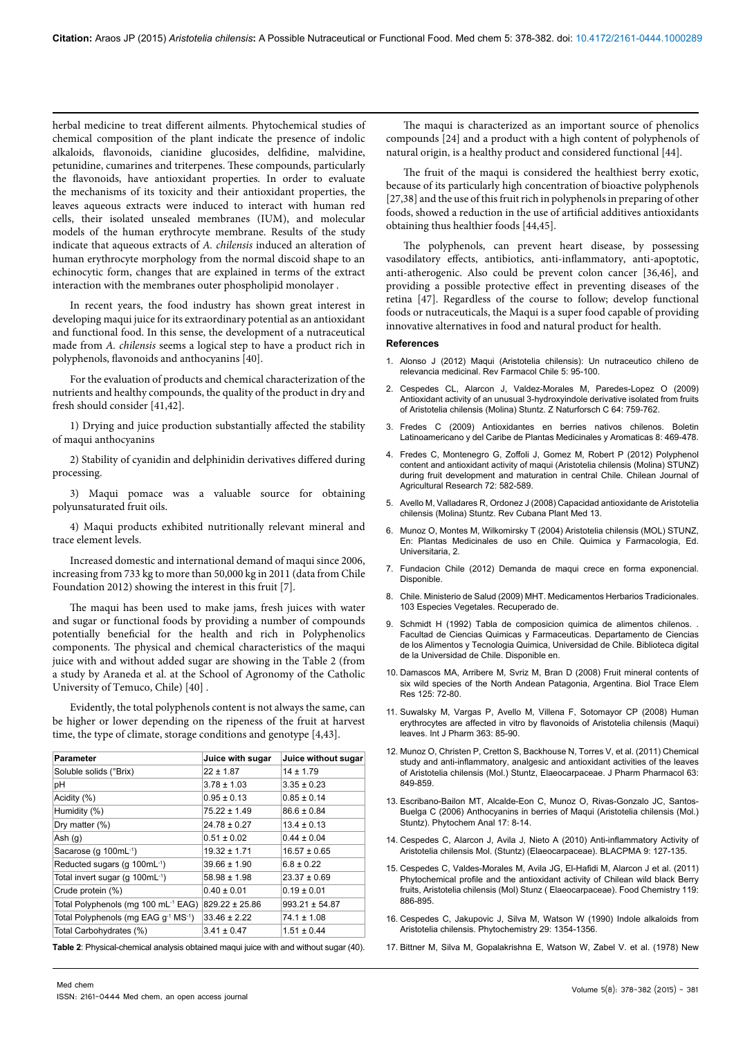herbal medicine to treat different ailments. Phytochemical studies of chemical composition of the plant indicate the presence of indolic alkaloids, flavonoids, cianidine glucosides, delfidine, malvidine, petunidine, cumarines and triterpenes. These compounds, particularly the flavonoids, have antioxidant properties. In order to evaluate the mechanisms of its toxicity and their antioxidant properties, the leaves aqueous extracts were induced to interact with human red cells, their isolated unsealed membranes (IUM), and molecular models of the human erythrocyte membrane. Results of the study indicate that aqueous extracts of *A. chilensis* induced an alteration of human erythrocyte morphology from the normal discoid shape to an echinocytic form, changes that are explained in terms of the extract interaction with the membranes outer phospholipid monolayer .

In recent years, the food industry has shown great interest in developing maqui juice for its extraordinary potential as an antioxidant and functional food. In this sense, the development of a nutraceutical made from *A. chilensis* seems a logical step to have a product rich in polyphenols, flavonoids and anthocyanins [40].

For the evaluation of products and chemical characterization of the nutrients and healthy compounds, the quality of the product in dry and fresh should consider [41,42].

1) Drying and juice production substantially affected the stability of maqui anthocyanins

2) Stability of cyanidin and delphinidin derivatives differed during processing.

3) Maqui pomace was a valuable source for obtaining polyunsaturated fruit oils.

4) Maqui products exhibited nutritionally relevant mineral and trace element levels.

Increased domestic and international demand of maqui since 2006, increasing from 733 kg to more than 50,000 kg in 2011 (data from Chile Foundation 2012) showing the interest in this fruit [7].

The maqui has been used to make jams, fresh juices with water and sugar or functional foods by providing a number of compounds potentially beneficial for the health and rich in Polyphenolics components. The physical and chemical characteristics of the maqui juice with and without added sugar are showing in the Table 2 (from a study by Araneda et al. at the School of Agronomy of the Catholic University of Temuco, Chile) [40] .

Evidently, the total polyphenols content is not always the same, can be higher or lower depending on the ripeness of the fruit at harvest time, the type of climate, storage conditions and genotype [4,43].

| Parameter | Juice with sugar | Juice without sugar |
|---|---|---|
| Soluble solids (°Brix) | 22 ± 1.87 | 14 ± 1.79 |
| pH | 3.78 ± 1.03 | 3.35 ± 0.23 |
| Acidity (%) | 0.95 ± 0.13 | 0.85 ± 0.14 |
| Humidity (%) | 75.22 ± 1.49 | 86.6 ± 0.84 |
| Dry matter (%) | 24.78 ± 0.27 | 13.4 ± 0.13 |
| Ash (g) | 0.51 ± 0.02 | 0.44 ± 0.04 |
| Sacarose (g 100mL$^{-1}$) | 19.32 ± 1.71 | 16.57 ± 0.65 |
| Reducted sugars (g 100mL$^{-1}$) | 39.66 ± 1.90 | 6.8 ± 0.22 |
| Total invert sugar (g 100mL$^{-1}$) | 58.98 ± 1.98 | 23.37 ± 0.69 |
| Crude protein (%) | 0.40 ± 0.01 | 0.19 ± 0.01 |
| Total Polyphenols (mg 100 mL$^{-1}$ EAG) | 829.22 ± 25.86 | 993.21 ± 54.87 |
| Total Polyphenols (mg EAG g$^{-1}$ MS$^{-1}$) | 33.46 ± 2.22 | 74.1 ± 1.08 |
| Total Carbohydrates (%) | 3.41 ± 0.47 | 1.51 ± 0.44 |

**Table 2**: Physical-chemical analysis obtained maqui juice with and without sugar (40).

The maqui is characterized as an important source of phenolics compounds [24] and a product with a high content of polyphenols of natural origin, is a healthy product and considered functional [44].

The fruit of the maqui is considered the healthiest berry exotic, because of its particularly high concentration of bioactive polyphenols [27,38] and the use of this fruit rich in polyphenols in preparing of other foods, showed a reduction in the use of artificial additives antioxidants obtaining thus healthier foods [44,45].

The polyphenols, can prevent heart disease, by possessing vasodilatory effects, antibiotics, anti-inflammatory, anti-apoptotic, anti-atherogenic. Also could be prevent colon cancer [36,46], and providing a possible protective effect in preventing diseases of the retina [47]. Regardless of the course to follow; develop functional foods or nutraceuticals, the Maqui is a super food capable of providing innovative alternatives in food and natural product for health.

## References

1. Alonso J (2012) Maqui (Aristotelia chilensis): Un nutraceutico chileno de relevancia medicinal. Rev Farmacol Chile 5: 95-100.
2. Cespedes CL, Alarcon J, Valdez-Morales M, Paredes-Lopez O (2009) Antioxidant activity of an unusual 3-hydroxyindole derivative isolated from fruits of Aristotelia chilensis (Molina) Stuntz. Z Naturforsch C 64: 759-762.
3. Fredes C (2009) Antioxidantes en berries nativos chilenos. Boletin Latinoamericano y del Caribe de Plantas Medicinales y Aromaticas 8: 469-478.
4. Fredes C, Montenegro G, Zoffoli J, Gomez M, Robert P (2012) Polyphenol content and antioxidant activity of maqui (Aristotelia chilensis (Molina) STUNZ) during fruit development and maturation in central Chile. Chilean Journal of Agricultural Research 72: 582-589.
5. Avello M, Valladares R, Ordonez J (2008) Capacidad antioxidante de Aristotelia chilensis (Molina) Stuntz. Rev Cubana Plant Med 13.
6. Munoz O, Montes M, Wilkomirsky T (2004) Aristotelia chilensis (MOL) STUNZ, En: Plantas Medicinales de uso en Chile. Quimica y Farmacologia, Ed. Universitaria, 2.
7. Fundacion Chile (2012) Demanda de maqui crece en forma exponencial. Disponible.
8. Chile. Ministerio de Salud (2009) MHT. Medicamentos Herbarios Tradicionales. 103 Especies Vegetales. Recuperado de.
9. Schmidt H (1992) Tabla de composicion quimica de alimentos chilenos. . Facultad de Ciencias Quimicas y Farmaceuticas. Departamento de Ciencias de los Alimentos y Tecnologia Quimica, Universidad de Chile. Biblioteca digital de la Universidad de Chile. Disponible en.
10. Damascos MA, Arribere M, Svriz M, Bran D (2008) Fruit mineral contents of six wild species of the North Andean Patagonia, Argentina. Biol Trace Elem Res 125: 72-80.
11. Suwalsky M, Vargas P, Avello M, Villena F, Sotomayor CP (2008) Human erythrocytes are affected in vitro by flavonoids of Aristotelia chilensis (Maqui) leaves. Int J Pharm 363: 85-90.
12. Munoz O, Christen P, Cretton S, Backhouse N, Torres V, et al. (2011) Chemical study and anti-inflammatory, analgesic and antioxidant activities of the leaves of Aristotelia chilensis (Mol.) Stuntz, Elaeocarpaceae. J Pharm Pharmacol 63: 849-859.
13. Escribano-Bailon MT, Alcalde-Eon C, Munoz O, Rivas-Gonzalo JC, Santos-Buelga C (2006) Anthocyanins in berries of Maqui (Aristotelia chilensis (Mol.) Stuntz). Phytochem Anal 17: 8-14.
14. Cespedes C, Alarcon J, Avila J, Nieto A (2010) Anti-inflammatory Activity of Aristotelia chilensis Mol. (Stuntz) (Elaeocarpaceae). BLACPMA 9: 127-135.
15. Cespedes C, Valdes-Morales M, Avila JG, El-Hafidi M, Alarcon J et al. (2011) Phytochemical profile and the antioxidant activity of Chilean wild black Berry fruits, Aristotelia chilensis (Mol) Stunz ( Elaeocarpaceae). Food Chemistry 119: 886-895.
16. Cespedes C, Jakupovic J, Silva M, Watson W (1990) Indole alkaloids from Aristotelia chilensis. Phytochemistry 29: 1354-1356.
17. Bittner M, Silva M, Gopalakrishna E, Watson W, Zabel V. et al. (1978) New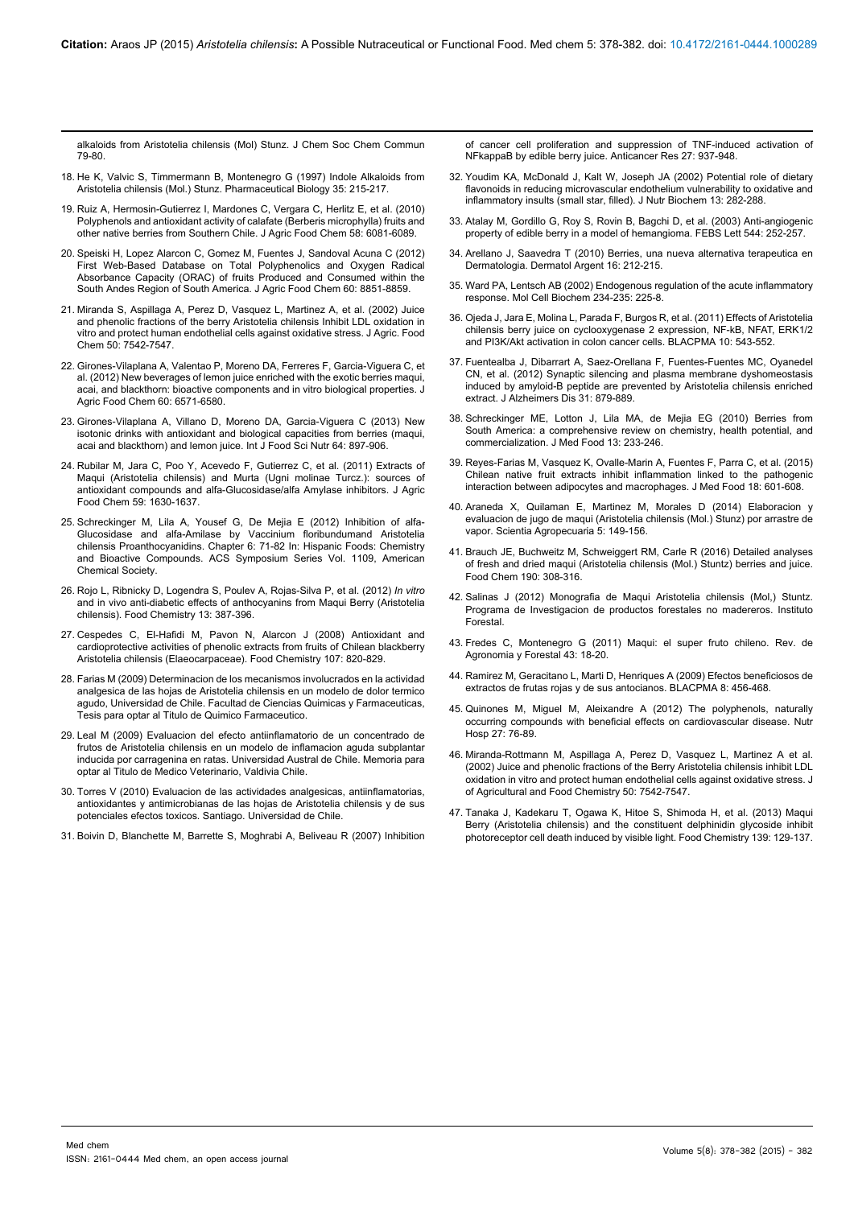alkaloids from Aristotelia chilensis (Mol) Stunz. J Chem Soc Chem Commun 79-80.

18. He K, Valvic S, Timmermann B, Montenegro G (1997) Indole Alkaloids from Aristotelia chilensis (Mol.) Stunz. Pharmaceutical Biology 35: 215-217.

19. Ruiz A, Hermosin-Gutierrez I, Mardones C, Vergara C, Herlitz E, et al. (2010) Polyphenols and antioxidant activity of calafate (Berberis microphylla) fruits and other native berries from Southern Chile. J Agric Food Chem 58: 6081-6089.

20. Speiski H, Lopez Alarcon C, Gomez M, Fuentes J, Sandoval Acuna C (2012) First Web-Based Database on Total Polyphenolics and Oxygen Radical Absorbance Capacity (ORAC) of fruits Produced and Consumed within the South Andes Region of South America. J Agric Food Chem 60: 8851-8859.

21. Miranda S, Aspillaga A, Perez D, Vasquez L, Martinez A, et al. (2002) Juice and phenolic fractions of the berry Aristotelia chilensis Inhibit LDL oxidation in vitro and protect human endothelial cells against oxidative stress. J Agric. Food Chem 50: 7542-7547.

22. Girones-Vilaplana A, Valentao P, Moreno DA, Ferreres F, Garcia-Viguera C, et al. (2012) New beverages of lemon juice enriched with the exotic berries maqui, acai, and blackthorn: bioactive components and in vitro biological properties. J Agric Food Chem 60: 6571-6580.

23. Girones-Vilaplana A, Villano D, Moreno DA, Garcia-Viguera C (2013) New isotonic drinks with antioxidant and biological capacities from berries (maqui, acai and blackthorn) and lemon juice. Int J Food Sci Nutr 64: 897-906.

24. Rubilar M, Jara C, Poo Y, Acevedo F, Gutierrez C, et al. (2011) Extracts of Maqui (Aristotelia chilensis) and Murta (Ugni molinae Turcz.): sources of antioxidant compounds and alfa-Glucosidase/alfa Amylase inhibitors. J Agric Food Chem 59: 1630-1637.

25. Schreckinger M, Lila A, Yousef G, De Mejia E (2012) Inhibition of alfa-Glucosidase and alfa-Amilase by Vaccinium floribundumand Aristotelia chilensis Proanthocyanidins. Chapter 6: 71-82 In: Hispanic Foods: Chemistry and Bioactive Compounds. ACS Symposium Series Vol. 1109, American Chemical Society.

26. Rojo L, Ribnicky D, Logendra S, Poulev A, Rojas-Silva P, et al. (2012) *In vitro* and in vivo anti-diabetic effects of anthocyanins from Maqui Berry (Aristotelia chilensis). Food Chemistry 13: 387-396.

27. Cespedes C, El-Hafidi M, Pavon N, Alarcon J (2008) Antioxidant and cardioprotective activities of phenolic extracts from fruits of Chilean blackberry Aristotelia chilensis (Elaeocarpaceae). Food Chemistry 107: 820-829.

28. Farias M (2009) Determinacion de los mecanismos involucrados en la actividad analgesica de las hojas de Aristotelia chilensis en un modelo de dolor termico agudo, Universidad de Chile. Facultad de Ciencias Quimicas y Farmaceuticas, Tesis para optar al Titulo de Quimico Farmaceutico.

29. Leal M (2009) Evaluacion del efecto antiinflamatorio de un concentrado de frutos de Aristotelia chilensis en un modelo de inflamacion aguda subplantar inducida por carragenina en ratas. Universidad Austral de Chile. Memoria para optar al Titulo de Medico Veterinario, Valdivia Chile.

30. Torres V (2010) Evaluacion de las actividades analgesicas, antiinflamatorias, antioxidantes y antimicrobianas de las hojas de Aristotelia chilensis y de sus potenciales efectos toxicos. Santiago. Universidad de Chile.

31. Boivin D, Blanchette M, Barrette S, Moghrabi A, Beliveau R (2007) Inhibition of cancer cell proliferation and suppression of TNF-induced activation of NFkappaB by edible berry juice. Anticancer Res 27: 937-948.

32. Youdim KA, McDonald J, Kalt W, Joseph JA (2002) Potential role of dietary flavonoids in reducing microvascular endothelium vulnerability to oxidative and inflammatory insults (small star, filled). J Nutr Biochem 13: 282-288.

33. Atalay M, Gordillo G, Roy S, Rovin B, Bagchi D, et al. (2003) Anti-angiogenic property of edible berry in a model of hemangioma. FEBS Lett 544: 252-257.

34. Arellano J, Saavedra T (2010) Berries, una nueva alternativa terapeutica en Dermatologia. Dermatol Argent 16: 212-215.

35. Ward PA, Lentsch AB (2002) Endogenous regulation of the acute inflammatory response. Mol Cell Biochem 234-235: 225-8.

36. Ojeda J, Jara E, Molina L, Parada F, Burgos R, et al. (2011) Effects of Aristotelia chilensis berry juice on cyclooxygenase 2 expression, NF-kB, NFAT, ERK1/2 and PI3K/Akt activation in colon cancer cells. BLACPMA 10: 543-552.

37. Fuentealba J, Dibarrart A, Saez-Orellana F, Fuentes-Fuentes MC, Oyanedel CN, et al. (2012) Synaptic silencing and plasma membrane dyshomeostasis induced by amyloid-B peptide are prevented by Aristotelia chilensis enriched extract. J Alzheimers Dis 31: 879-889.

38. Schreckinger ME, Lotton J, Lila MA, de Mejia EG (2010) Berries from South America: a comprehensive review on chemistry, health potential, and commercialization. J Med Food 13: 233-246.

39. Reyes-Farias M, Vasquez K, Ovalle-Marin A, Fuentes F, Parra C, et al. (2015) Chilean native fruit extracts inhibit inflammation linked to the pathogenic interaction between adipocytes and macrophages. J Med Food 18: 601-608.

40. Araneda X, Quilaman E, Martinez M, Morales D (2014) Elaboracion y evaluacion de jugo de maqui (Aristotelia chilensis (Mol.) Stunz) por arrastre de vapor. Scientia Agropecuaria 5: 149-156.

41. Brauch JE, Buchweitz M, Schweiggert RM, Carle R (2016) Detailed analyses of fresh and dried maqui (Aristotelia chilensis (Mol.) Stuntz) berries and juice. Food Chem 190: 308-316.

42. Salinas J (2012) Monografia de Maqui Aristotelia chilensis (Mol,) Stuntz. Programa de Investigacion de productos forestales no madereros. Instituto Forestal.

43. Fredes C, Montenegro G (2011) Maqui: el super fruto chileno. Rev. de Agronomia y Forestal 43: 18-20.

44. Ramirez M, Geracitano L, Marti D, Henriques A (2009) Efectos beneficiosos de extractos de frutas rojas y de sus antocianos. BLACPMA 8: 456-468.

45. Quinones M, Miguel M, Aleixandre A (2012) The polyphenols, naturally occurring compounds with beneficial effects on cardiovascular disease. Nutr Hosp 27: 76-89.

46. Miranda-Rottmann M, Aspillaga A, Perez D, Vasquez L, Martinez A et al. (2002) Juice and phenolic fractions of the Berry Aristotelia chilensis inhibit LDL oxidation in vitro and protect human endothelial cells against oxidative stress. J of Agricultural and Food Chemistry 50: 7542-7547.

47. Tanaka J, Kadekaru T, Ogawa K, Hitoe S, Shimoda H, et al. (2013) Maqui Berry (Aristotelia chilensis) and the constituent delphinidin glycoside inhibit photoreceptor cell death induced by visible light. Food Chemistry 139: 129-137.